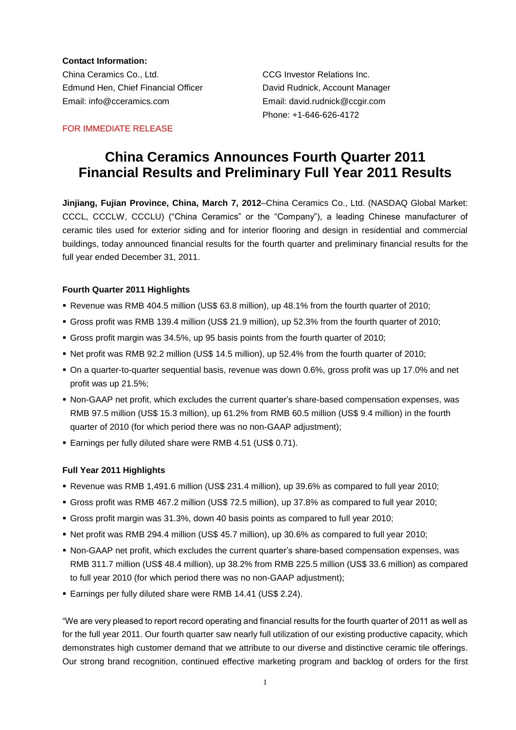**Contact Information:**

China Ceramics Co., Ltd.
Edmund Hen, Chief Financial Officer
Email: info@cceramics.com

CCG Investor Relations Inc.
David Rudnick, Account Manager
Email: david.rudnick@ccgir.com
Phone: +1-646-626-4172

FOR IMMEDIATE RELEASE

# China Ceramics Announces Fourth Quarter 2011 Financial Results and Preliminary Full Year 2011 Results

**Jinjiang, Fujian Province, China, March 7, 2012**–China Ceramics Co., Ltd. (NASDAQ Global Market: CCCL, CCCLW, CCCLU) ("China Ceramics" or the "Company"), a leading Chinese manufacturer of ceramic tiles used for exterior siding and for interior flooring and design in residential and commercial buildings, today announced financial results for the fourth quarter and preliminary financial results for the full year ended December 31, 2011.

### Fourth Quarter 2011 Highlights

- Revenue was RMB 404.5 million (US$ 63.8 million), up 48.1% from the fourth quarter of 2010;
- Gross profit was RMB 139.4 million (US$ 21.9 million), up 52.3% from the fourth quarter of 2010;
- Gross profit margin was 34.5%, up 95 basis points from the fourth quarter of 2010;
- Net profit was RMB 92.2 million (US$ 14.5 million), up 52.4% from the fourth quarter of 2010;
- On a quarter-to-quarter sequential basis, revenue was down 0.6%, gross profit was up 17.0% and net profit was up 21.5%;
- Non-GAAP net profit, which excludes the current quarter's share-based compensation expenses, was RMB 97.5 million (US$ 15.3 million), up 61.2% from RMB 60.5 million (US$ 9.4 million) in the fourth quarter of 2010 (for which period there was no non-GAAP adjustment);
- Earnings per fully diluted share were RMB 4.51 (US$ 0.71).

### Full Year 2011 Highlights

- Revenue was RMB 1,491.6 million (US$ 231.4 million), up 39.6% as compared to full year 2010;
- Gross profit was RMB 467.2 million (US$ 72.5 million), up 37.8% as compared to full year 2010;
- Gross profit margin was 31.3%, down 40 basis points as compared to full year 2010;
- Net profit was RMB 294.4 million (US$ 45.7 million), up 30.6% as compared to full year 2010;
- Non-GAAP net profit, which excludes the current quarter's share-based compensation expenses, was RMB 311.7 million (US$ 48.4 million), up 38.2% from RMB 225.5 million (US$ 33.6 million) as compared to full year 2010 (for which period there was no non-GAAP adjustment);
- Earnings per fully diluted share were RMB 14.41 (US$ 2.24).

"We are very pleased to report record operating and financial results for the fourth quarter of 2011 as well as for the full year 2011. Our fourth quarter saw nearly full utilization of our existing productive capacity, which demonstrates high customer demand that we attribute to our diverse and distinctive ceramic tile offerings. Our strong brand recognition, continued effective marketing program and backlog of orders for the first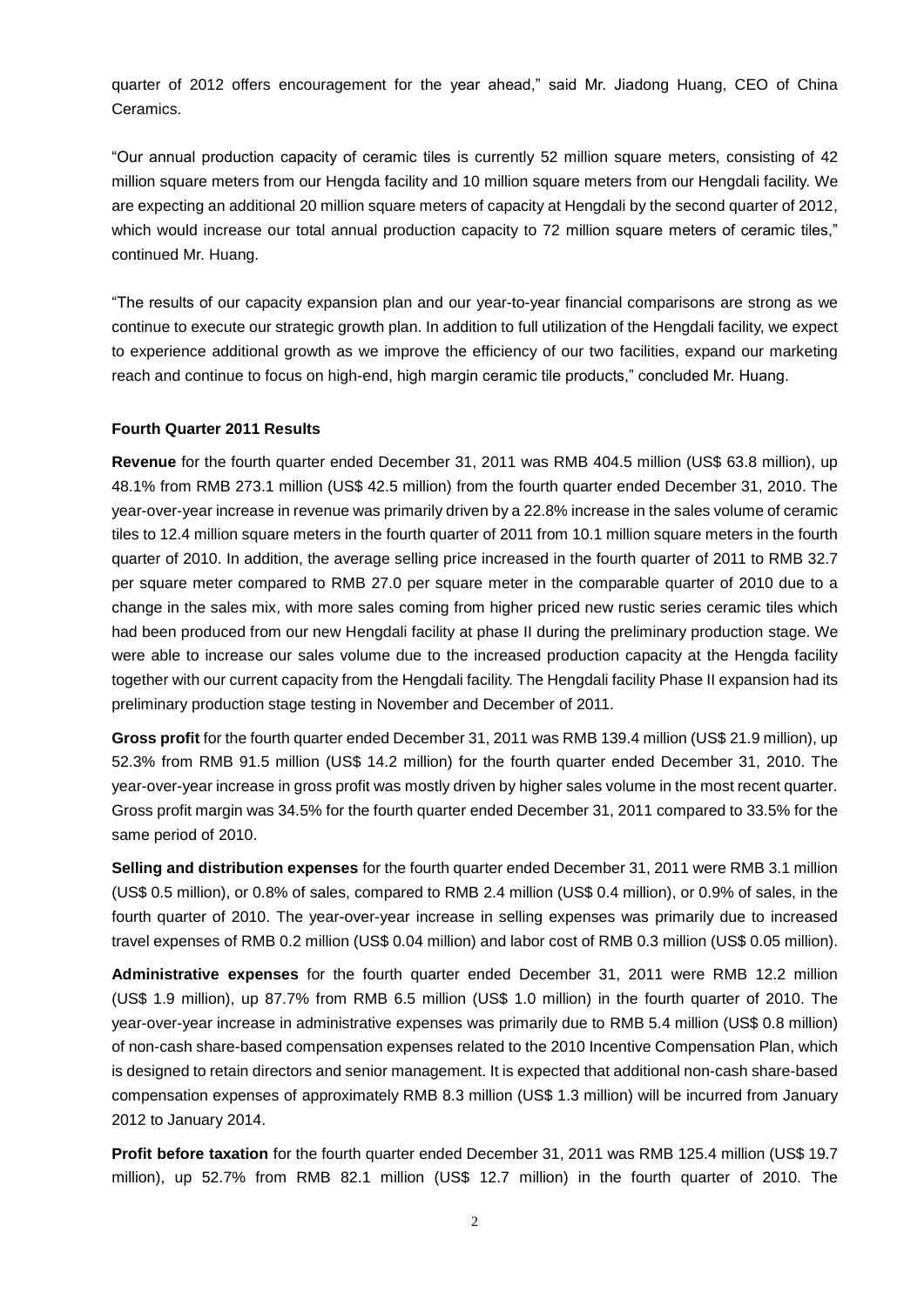quarter of 2012 offers encouragement for the year ahead," said Mr. Jiadong Huang, CEO of China Ceramics.

"Our annual production capacity of ceramic tiles is currently 52 million square meters, consisting of 42 million square meters from our Hengda facility and 10 million square meters from our Hengdali facility. We are expecting an additional 20 million square meters of capacity at Hengdali by the second quarter of 2012, which would increase our total annual production capacity to 72 million square meters of ceramic tiles," continued Mr. Huang.

"The results of our capacity expansion plan and our year-to-year financial comparisons are strong as we continue to execute our strategic growth plan. In addition to full utilization of the Hengdali facility, we expect to experience additional growth as we improve the efficiency of our two facilities, expand our marketing reach and continue to focus on high-end, high margin ceramic tile products," concluded Mr. Huang.

**Fourth Quarter 2011 Results**

**Revenue** for the fourth quarter ended December 31, 2011 was RMB 404.5 million (US$ 63.8 million), up 48.1% from RMB 273.1 million (US$ 42.5 million) from the fourth quarter ended December 31, 2010. The year-over-year increase in revenue was primarily driven by a 22.8% increase in the sales volume of ceramic tiles to 12.4 million square meters in the fourth quarter of 2011 from 10.1 million square meters in the fourth quarter of 2010. In addition, the average selling price increased in the fourth quarter of 2011 to RMB 32.7 per square meter compared to RMB 27.0 per square meter in the comparable quarter of 2010 due to a change in the sales mix, with more sales coming from higher priced new rustic series ceramic tiles which had been produced from our new Hengdali facility at phase II during the preliminary production stage. We were able to increase our sales volume due to the increased production capacity at the Hengda facility together with our current capacity from the Hengdali facility. The Hengdali facility Phase II expansion had its preliminary production stage testing in November and December of 2011.

**Gross profit** for the fourth quarter ended December 31, 2011 was RMB 139.4 million (US$ 21.9 million), up 52.3% from RMB 91.5 million (US$ 14.2 million) for the fourth quarter ended December 31, 2010. The year-over-year increase in gross profit was mostly driven by higher sales volume in the most recent quarter. Gross profit margin was 34.5% for the fourth quarter ended December 31, 2011 compared to 33.5% for the same period of 2010.

**Selling and distribution expenses** for the fourth quarter ended December 31, 2011 were RMB 3.1 million (US$ 0.5 million), or 0.8% of sales, compared to RMB 2.4 million (US$ 0.4 million), or 0.9% of sales, in the fourth quarter of 2010. The year-over-year increase in selling expenses was primarily due to increased travel expenses of RMB 0.2 million (US$ 0.04 million) and labor cost of RMB 0.3 million (US$ 0.05 million).

**Administrative expenses** for the fourth quarter ended December 31, 2011 were RMB 12.2 million (US$ 1.9 million), up 87.7% from RMB 6.5 million (US$ 1.0 million) in the fourth quarter of 2010. The year-over-year increase in administrative expenses was primarily due to RMB 5.4 million (US$ 0.8 million) of non-cash share-based compensation expenses related to the 2010 Incentive Compensation Plan, which is designed to retain directors and senior management. It is expected that additional non-cash share-based compensation expenses of approximately RMB 8.3 million (US$ 1.3 million) will be incurred from January 2012 to January 2014.

**Profit before taxation** for the fourth quarter ended December 31, 2011 was RMB 125.4 million (US$ 19.7 million), up 52.7% from RMB 82.1 million (US$ 12.7 million) in the fourth quarter of 2010. The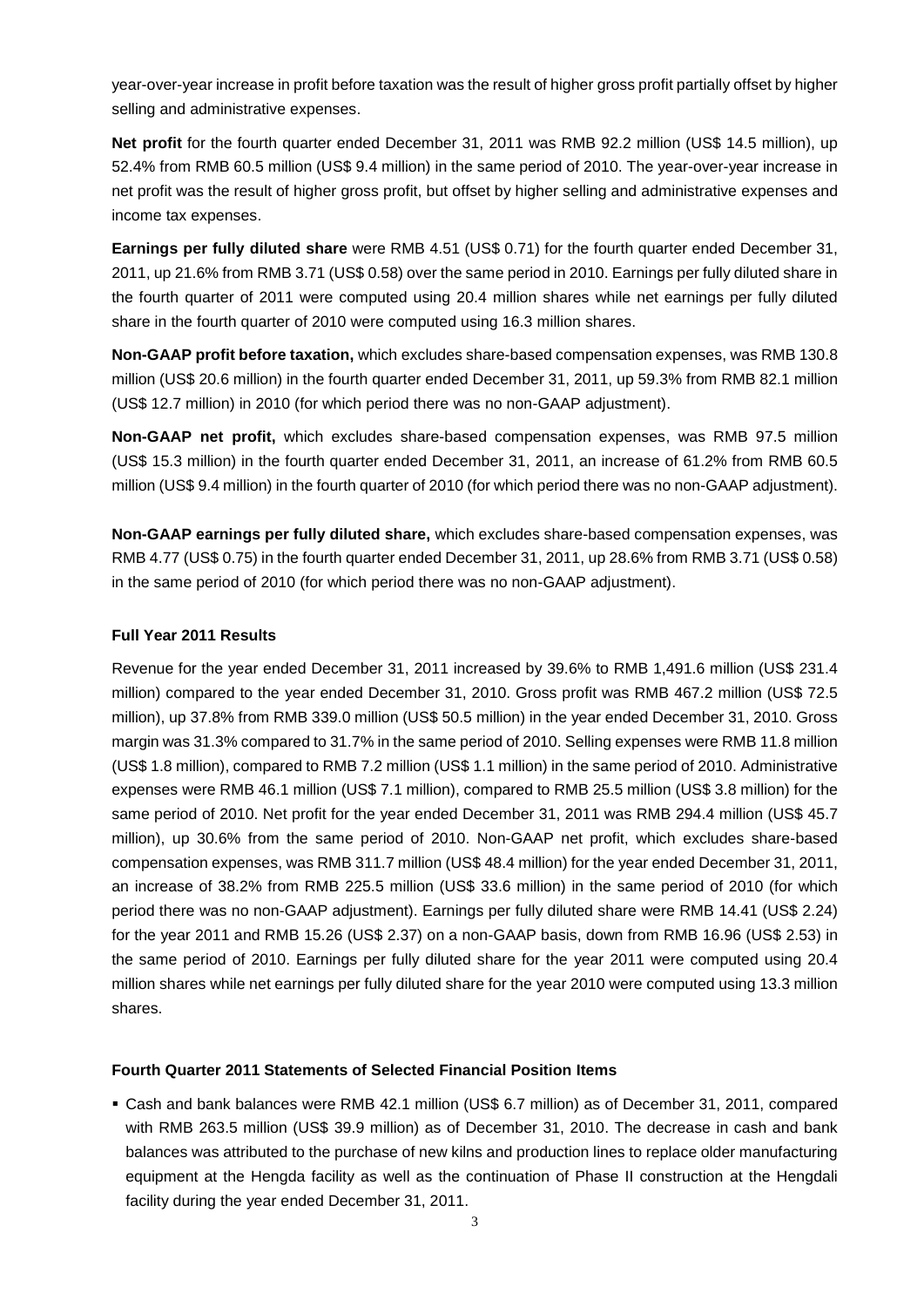year-over-year increase in profit before taxation was the result of higher gross profit partially offset by higher selling and administrative expenses.

**Net profit** for the fourth quarter ended December 31, 2011 was RMB 92.2 million (US$ 14.5 million), up 52.4% from RMB 60.5 million (US$ 9.4 million) in the same period of 2010. The year-over-year increase in net profit was the result of higher gross profit, but offset by higher selling and administrative expenses and income tax expenses.

**Earnings per fully diluted share** were RMB 4.51 (US$ 0.71) for the fourth quarter ended December 31, 2011, up 21.6% from RMB 3.71 (US$ 0.58) over the same period in 2010. Earnings per fully diluted share in the fourth quarter of 2011 were computed using 20.4 million shares while net earnings per fully diluted share in the fourth quarter of 2010 were computed using 16.3 million shares.

**Non-GAAP profit before taxation,** which excludes share-based compensation expenses, was RMB 130.8 million (US$ 20.6 million) in the fourth quarter ended December 31, 2011, up 59.3% from RMB 82.1 million (US$ 12.7 million) in 2010 (for which period there was no non-GAAP adjustment).

**Non-GAAP net profit,** which excludes share-based compensation expenses, was RMB 97.5 million (US$ 15.3 million) in the fourth quarter ended December 31, 2011, an increase of 61.2% from RMB 60.5 million (US$ 9.4 million) in the fourth quarter of 2010 (for which period there was no non-GAAP adjustment).

**Non-GAAP earnings per fully diluted share,** which excludes share-based compensation expenses, was RMB 4.77 (US$ 0.75) in the fourth quarter ended December 31, 2011, up 28.6% from RMB 3.71 (US$ 0.58) in the same period of 2010 (for which period there was no non-GAAP adjustment).

**Full Year 2011 Results**

Revenue for the year ended December 31, 2011 increased by 39.6% to RMB 1,491.6 million (US$ 231.4 million) compared to the year ended December 31, 2010. Gross profit was RMB 467.2 million (US$ 72.5 million), up 37.8% from RMB 339.0 million (US$ 50.5 million) in the year ended December 31, 2010. Gross margin was 31.3% compared to 31.7% in the same period of 2010. Selling expenses were RMB 11.8 million (US$ 1.8 million), compared to RMB 7.2 million (US$ 1.1 million) in the same period of 2010. Administrative expenses were RMB 46.1 million (US$ 7.1 million), compared to RMB 25.5 million (US$ 3.8 million) for the same period of 2010. Net profit for the year ended December 31, 2011 was RMB 294.4 million (US$ 45.7 million), up 30.6% from the same period of 2010. Non-GAAP net profit, which excludes share-based compensation expenses, was RMB 311.7 million (US$ 48.4 million) for the year ended December 31, 2011, an increase of 38.2% from RMB 225.5 million (US$ 33.6 million) in the same period of 2010 (for which period there was no non-GAAP adjustment). Earnings per fully diluted share were RMB 14.41 (US$ 2.24) for the year 2011 and RMB 15.26 (US$ 2.37) on a non-GAAP basis, down from RMB 16.96 (US$ 2.53) in the same period of 2010. Earnings per fully diluted share for the year 2011 were computed using 20.4 million shares while net earnings per fully diluted share for the year 2010 were computed using 13.3 million shares.

**Fourth Quarter 2011 Statements of Selected Financial Position Items**

- Cash and bank balances were RMB 42.1 million (US$ 6.7 million) as of December 31, 2011, compared with RMB 263.5 million (US$ 39.9 million) as of December 31, 2010. The decrease in cash and bank balances was attributed to the purchase of new kilns and production lines to replace older manufacturing equipment at the Hengda facility as well as the continuation of Phase II construction at the Hengdali facility during the year ended December 31, 2011.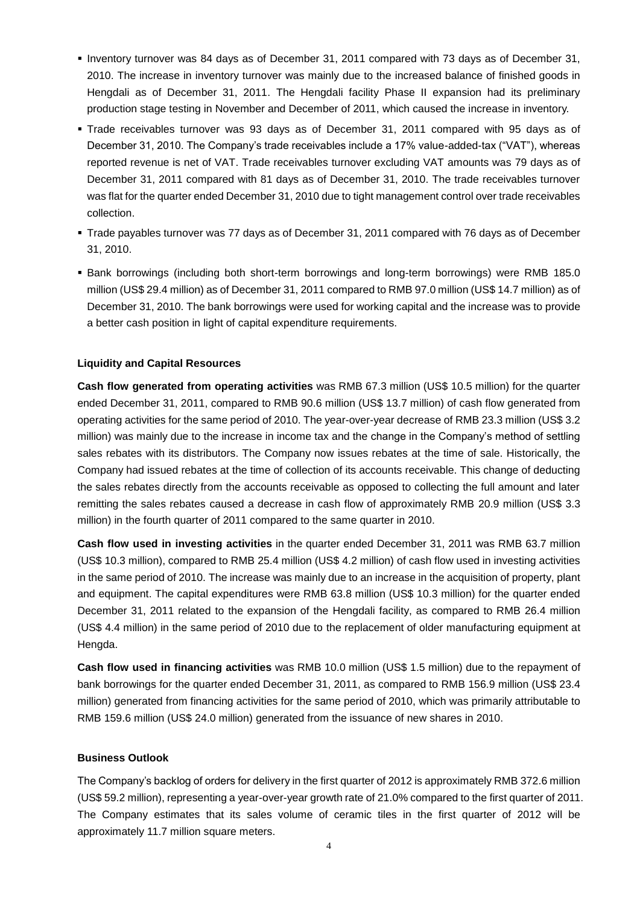- Inventory turnover was 84 days as of December 31, 2011 compared with 73 days as of December 31, 2010. The increase in inventory turnover was mainly due to the increased balance of finished goods in Hengdali as of December 31, 2011. The Hengdali facility Phase II expansion had its preliminary production stage testing in November and December of 2011, which caused the increase in inventory.
- Trade receivables turnover was 93 days as of December 31, 2011 compared with 95 days as of December 31, 2010. The Company's trade receivables include a 17% value-added-tax ("VAT"), whereas reported revenue is net of VAT. Trade receivables turnover excluding VAT amounts was 79 days as of December 31, 2011 compared with 81 days as of December 31, 2010. The trade receivables turnover was flat for the quarter ended December 31, 2010 due to tight management control over trade receivables collection.
- Trade payables turnover was 77 days as of December 31, 2011 compared with 76 days as of December 31, 2010.
- Bank borrowings (including both short-term borrowings and long-term borrowings) were RMB 185.0 million (US$ 29.4 million) as of December 31, 2011 compared to RMB 97.0 million (US$ 14.7 million) as of December 31, 2010. The bank borrowings were used for working capital and the increase was to provide a better cash position in light of capital expenditure requirements.

### Liquidity and Capital Resources

**Cash flow generated from operating activities** was RMB 67.3 million (US$ 10.5 million) for the quarter ended December 31, 2011, compared to RMB 90.6 million (US$ 13.7 million) of cash flow generated from operating activities for the same period of 2010. The year-over-year decrease of RMB 23.3 million (US$ 3.2 million) was mainly due to the increase in income tax and the change in the Company's method of settling sales rebates with its distributors. The Company now issues rebates at the time of sale. Historically, the Company had issued rebates at the time of collection of its accounts receivable. This change of deducting the sales rebates directly from the accounts receivable as opposed to collecting the full amount and later remitting the sales rebates caused a decrease in cash flow of approximately RMB 20.9 million (US$ 3.3 million) in the fourth quarter of 2011 compared to the same quarter in 2010.

**Cash flow used in investing activities** in the quarter ended December 31, 2011 was RMB 63.7 million (US$ 10.3 million), compared to RMB 25.4 million (US$ 4.2 million) of cash flow used in investing activities in the same period of 2010. The increase was mainly due to an increase in the acquisition of property, plant and equipment. The capital expenditures were RMB 63.8 million (US$ 10.3 million) for the quarter ended December 31, 2011 related to the expansion of the Hengdali facility, as compared to RMB 26.4 million (US$ 4.4 million) in the same period of 2010 due to the replacement of older manufacturing equipment at Hengda.

**Cash flow used in financing activities** was RMB 10.0 million (US$ 1.5 million) due to the repayment of bank borrowings for the quarter ended December 31, 2011, as compared to RMB 156.9 million (US$ 23.4 million) generated from financing activities for the same period of 2010, which was primarily attributable to RMB 159.6 million (US$ 24.0 million) generated from the issuance of new shares in 2010.

### Business Outlook

The Company's backlog of orders for delivery in the first quarter of 2012 is approximately RMB 372.6 million (US$ 59.2 million), representing a year-over-year growth rate of 21.0% compared to the first quarter of 2011. The Company estimates that its sales volume of ceramic tiles in the first quarter of 2012 will be approximately 11.7 million square meters.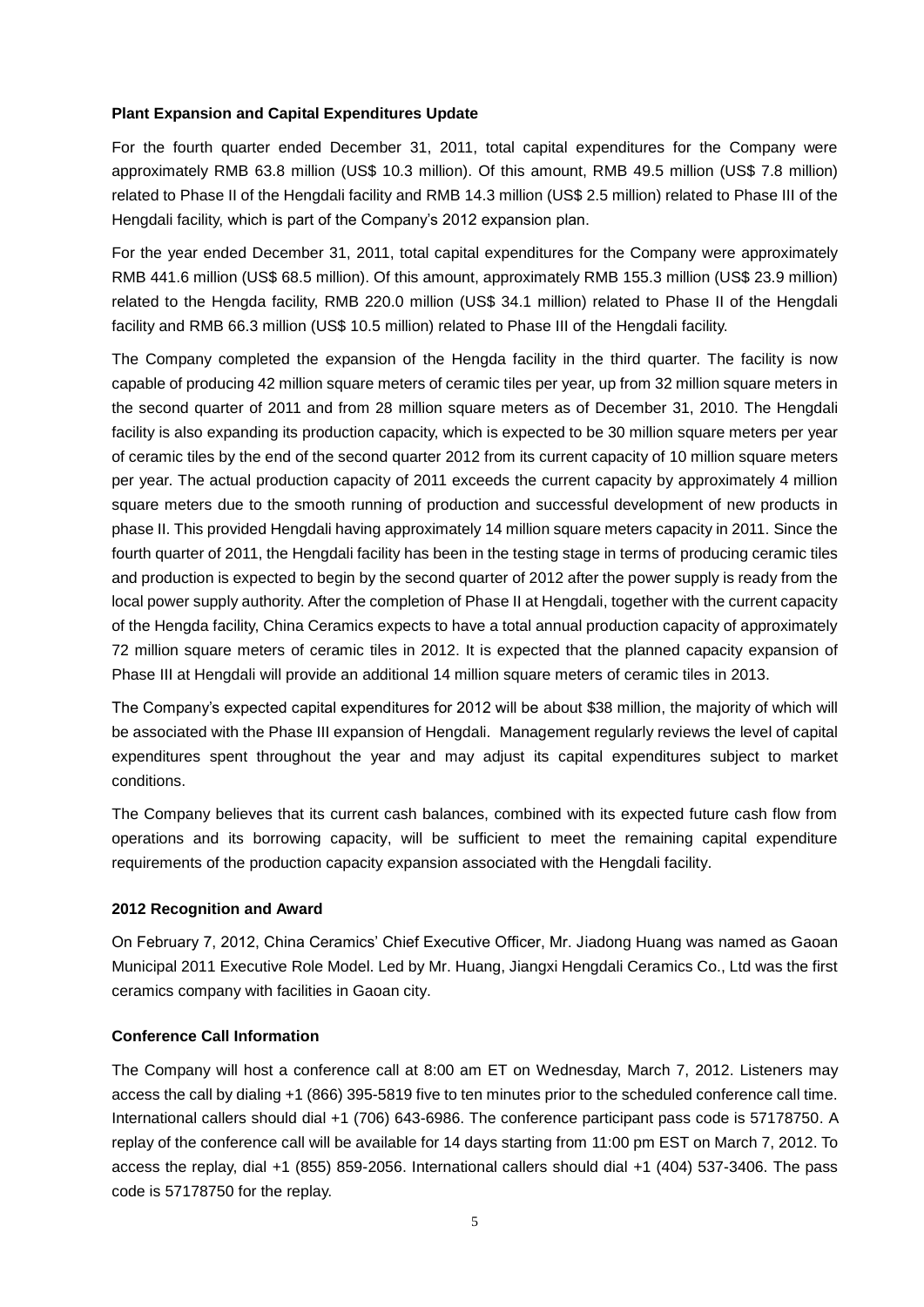**Plant Expansion and Capital Expenditures Update**

For the fourth quarter ended December 31, 2011, total capital expenditures for the Company were approximately RMB 63.8 million (US$ 10.3 million). Of this amount, RMB 49.5 million (US$ 7.8 million) related to Phase II of the Hengdali facility and RMB 14.3 million (US$ 2.5 million) related to Phase III of the Hengdali facility, which is part of the Company's 2012 expansion plan.

For the year ended December 31, 2011, total capital expenditures for the Company were approximately RMB 441.6 million (US$ 68.5 million). Of this amount, approximately RMB 155.3 million (US$ 23.9 million) related to the Hengda facility, RMB 220.0 million (US$ 34.1 million) related to Phase II of the Hengdali facility and RMB 66.3 million (US$ 10.5 million) related to Phase III of the Hengdali facility.

The Company completed the expansion of the Hengda facility in the third quarter. The facility is now capable of producing 42 million square meters of ceramic tiles per year, up from 32 million square meters in the second quarter of 2011 and from 28 million square meters as of December 31, 2010. The Hengdali facility is also expanding its production capacity, which is expected to be 30 million square meters per year of ceramic tiles by the end of the second quarter 2012 from its current capacity of 10 million square meters per year. The actual production capacity of 2011 exceeds the current capacity by approximately 4 million square meters due to the smooth running of production and successful development of new products in phase II. This provided Hengdali having approximately 14 million square meters capacity in 2011. Since the fourth quarter of 2011, the Hengdali facility has been in the testing stage in terms of producing ceramic tiles and production is expected to begin by the second quarter of 2012 after the power supply is ready from the local power supply authority. After the completion of Phase II at Hengdali, together with the current capacity of the Hengda facility, China Ceramics expects to have a total annual production capacity of approximately 72 million square meters of ceramic tiles in 2012. It is expected that the planned capacity expansion of Phase III at Hengdali will provide an additional 14 million square meters of ceramic tiles in 2013.

The Company's expected capital expenditures for 2012 will be about $38 million, the majority of which will be associated with the Phase III expansion of Hengdali. Management regularly reviews the level of capital expenditures spent throughout the year and may adjust its capital expenditures subject to market conditions.

The Company believes that its current cash balances, combined with its expected future cash flow from operations and its borrowing capacity, will be sufficient to meet the remaining capital expenditure requirements of the production capacity expansion associated with the Hengdali facility.

**2012 Recognition and Award**

On February 7, 2012, China Ceramics' Chief Executive Officer, Mr. Jiadong Huang was named as Gaoan Municipal 2011 Executive Role Model. Led by Mr. Huang, Jiangxi Hengdali Ceramics Co., Ltd was the first ceramics company with facilities in Gaoan city.

**Conference Call Information**

The Company will host a conference call at 8:00 am ET on Wednesday, March 7, 2012. Listeners may access the call by dialing +1 (866) 395-5819 five to ten minutes prior to the scheduled conference call time. International callers should dial +1 (706) 643-6986. The conference participant pass code is 57178750. A replay of the conference call will be available for 14 days starting from 11:00 pm EST on March 7, 2012. To access the replay, dial +1 (855) 859-2056. International callers should dial +1 (404) 537-3406. The pass code is 57178750 for the replay.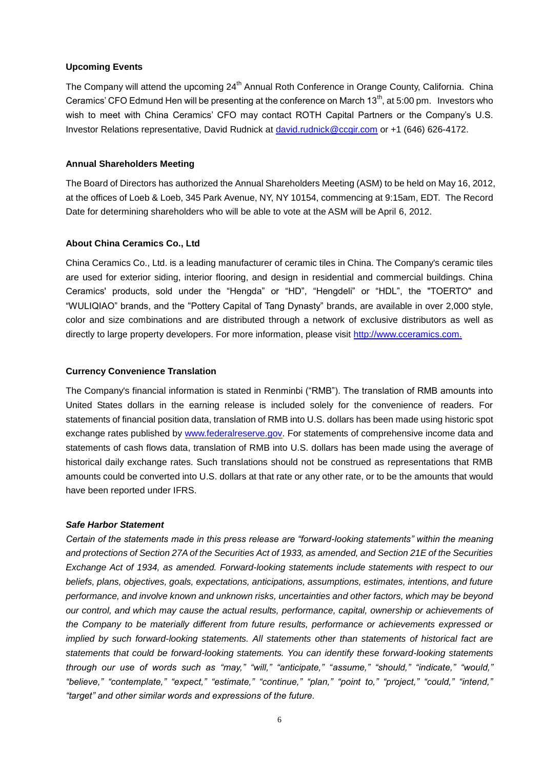**Upcoming Events**

The Company will attend the upcoming 24th Annual Roth Conference in Orange County, California. China Ceramics' CFO Edmund Hen will be presenting at the conference on March 13th, at 5:00 pm. Investors who wish to meet with China Ceramics' CFO may contact ROTH Capital Partners or the Company's U.S. Investor Relations representative, David Rudnick at david.rudnick@ccgir.com or +1 (646) 626-4172.

**Annual Shareholders Meeting**

The Board of Directors has authorized the Annual Shareholders Meeting (ASM) to be held on May 16, 2012, at the offices of Loeb & Loeb, 345 Park Avenue, NY, NY 10154, commencing at 9:15am, EDT. The Record Date for determining shareholders who will be able to vote at the ASM will be April 6, 2012.

**About China Ceramics Co., Ltd**

China Ceramics Co., Ltd. is a leading manufacturer of ceramic tiles in China. The Company's ceramic tiles are used for exterior siding, interior flooring, and design in residential and commercial buildings. China Ceramics' products, sold under the "Hengda" or "HD", "Hengdeli" or "HDL", the "TOERTO" and "WULIQIAO" brands, and the "Pottery Capital of Tang Dynasty" brands, are available in over 2,000 style, color and size combinations and are distributed through a network of exclusive distributors as well as directly to large property developers. For more information, please visit http://www.cceramics.com.

**Currency Convenience Translation**

The Company's financial information is stated in Renminbi ("RMB"). The translation of RMB amounts into United States dollars in the earning release is included solely for the convenience of readers. For statements of financial position data, translation of RMB into U.S. dollars has been made using historic spot exchange rates published by www.federalreserve.gov. For statements of comprehensive income data and statements of cash flows data, translation of RMB into U.S. dollars has been made using the average of historical daily exchange rates. Such translations should not be construed as representations that RMB amounts could be converted into U.S. dollars at that rate or any other rate, or to be the amounts that would have been reported under IFRS.

***Safe Harbor Statement***

*Certain of the statements made in this press release are "forward-looking statements" within the meaning and protections of Section 27A of the Securities Act of 1933, as amended, and Section 21E of the Securities Exchange Act of 1934, as amended. Forward-looking statements include statements with respect to our beliefs, plans, objectives, goals, expectations, anticipations, assumptions, estimates, intentions, and future performance, and involve known and unknown risks, uncertainties and other factors, which may be beyond our control, and which may cause the actual results, performance, capital, ownership or achievements of the Company to be materially different from future results, performance or achievements expressed or implied by such forward-looking statements. All statements other than statements of historical fact are statements that could be forward-looking statements. You can identify these forward-looking statements through our use of words such as "may," "will," "anticipate," "assume," "should," "indicate," "would," "believe," "contemplate," "expect," "estimate," "continue," "plan," "point to," "project," "could," "intend," "target" and other similar words and expressions of the future.*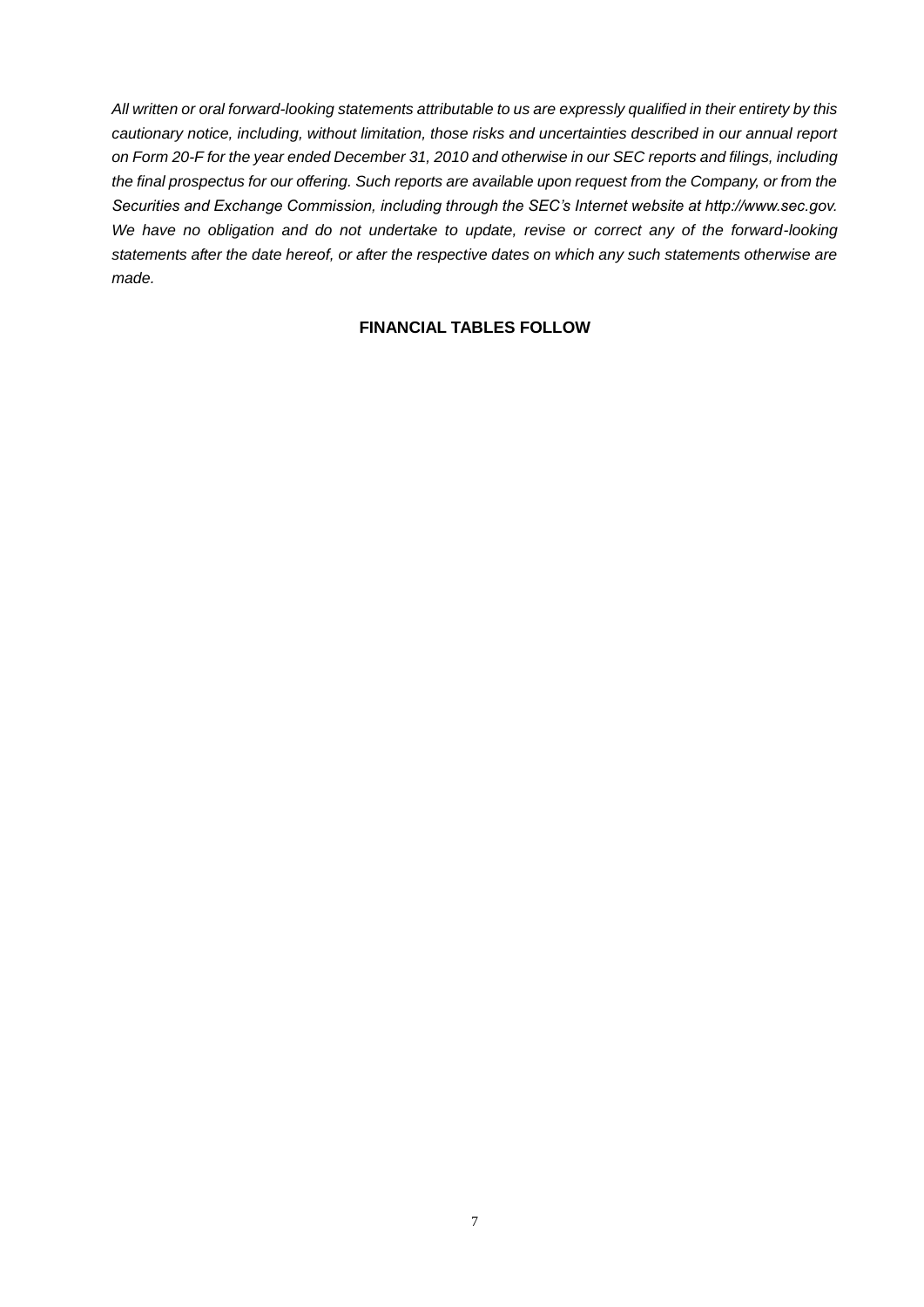*All written or oral forward-looking statements attributable to us are expressly qualified in their entirety by this cautionary notice, including, without limitation, those risks and uncertainties described in our annual report on Form 20-F for the year ended December 31, 2010 and otherwise in our SEC reports and filings, including the final prospectus for our offering. Such reports are available upon request from the Company, or from the Securities and Exchange Commission, including through the SEC's Internet website at http://www.sec.gov. We have no obligation and do not undertake to update, revise or correct any of the forward-looking statements after the date hereof, or after the respective dates on which any such statements otherwise are made.*

**FINANCIAL TABLES FOLLOW**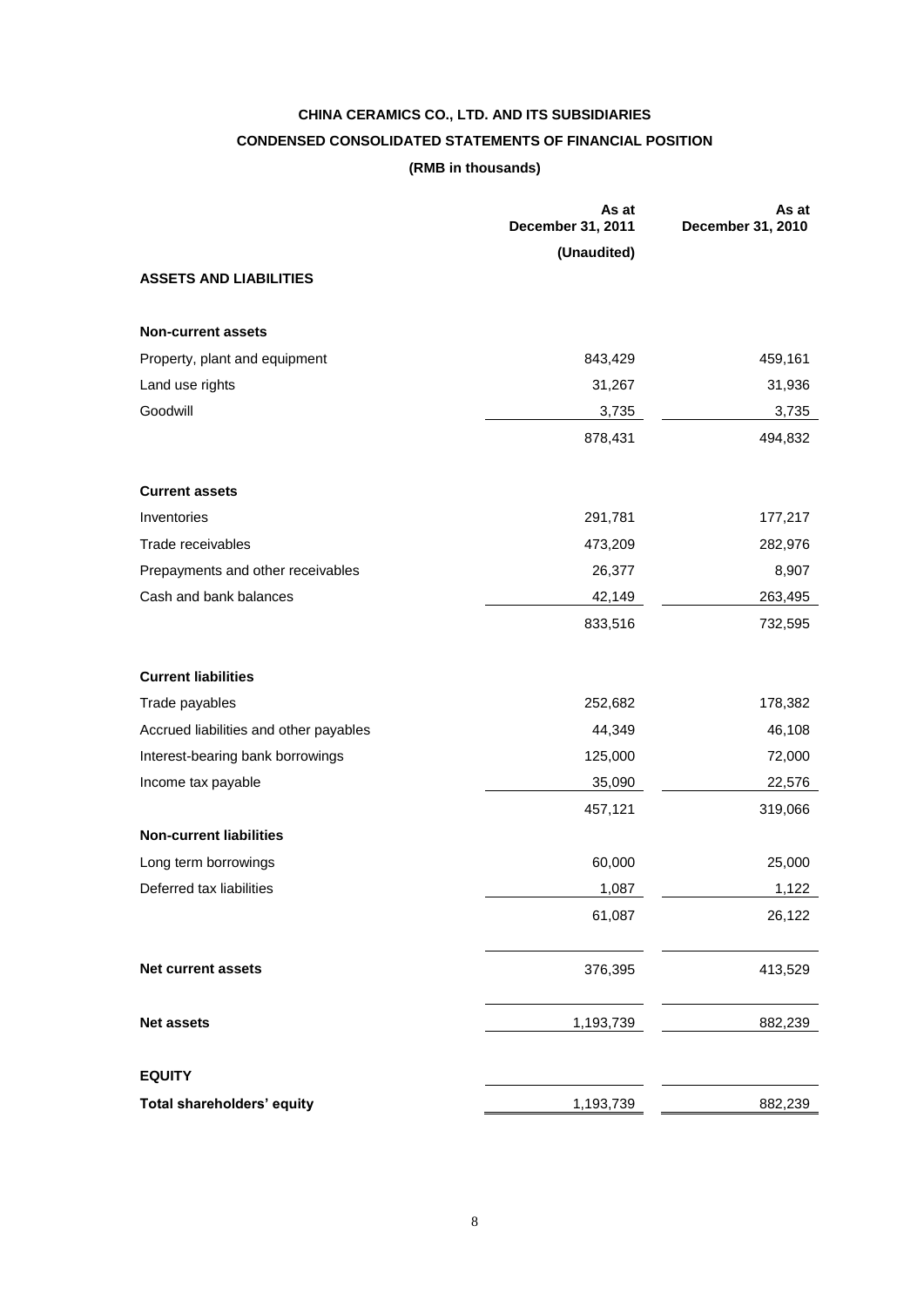**CHINA CERAMICS CO., LTD. AND ITS SUBSIDIARIES**

**CONDENSED CONSOLIDATED STATEMENTS OF FINANCIAL POSITION**

**(RMB in thousands)**

| | As at December 31, 2011 (Unaudited) | As at December 31, 2010 |
|---|---|---|
| **ASSETS AND LIABILITIES** | | |
| **Non-current assets** | | |
| Property, plant and equipment | 843,429 | 459,161 |
| Land use rights | 31,267 | 31,936 |
| Goodwill | 3,735 | 3,735 |
| | 878,431 | 494,832 |
| **Current assets** | | |
| Inventories | 291,781 | 177,217 |
| Trade receivables | 473,209 | 282,976 |
| Prepayments and other receivables | 26,377 | 8,907 |
| Cash and bank balances | 42,149 | 263,495 |
| | 833,516 | 732,595 |
| **Current liabilities** | | |
| Trade payables | 252,682 | 178,382 |
| Accrued liabilities and other payables | 44,349 | 46,108 |
| Interest-bearing bank borrowings | 125,000 | 72,000 |
| Income tax payable | 35,090 | 22,576 |
| | 457,121 | 319,066 |
| **Non-current liabilities** | | |
| Long term borrowings | 60,000 | 25,000 |
| Deferred tax liabilities | 1,087 | 1,122 |
| | 61,087 | 26,122 |
| **Net current assets** | 376,395 | 413,529 |
| **Net assets** | 1,193,739 | 882,239 |
| **EQUITY** | | |
| **Total shareholders' equity** | 1,193,739 | 882,239 |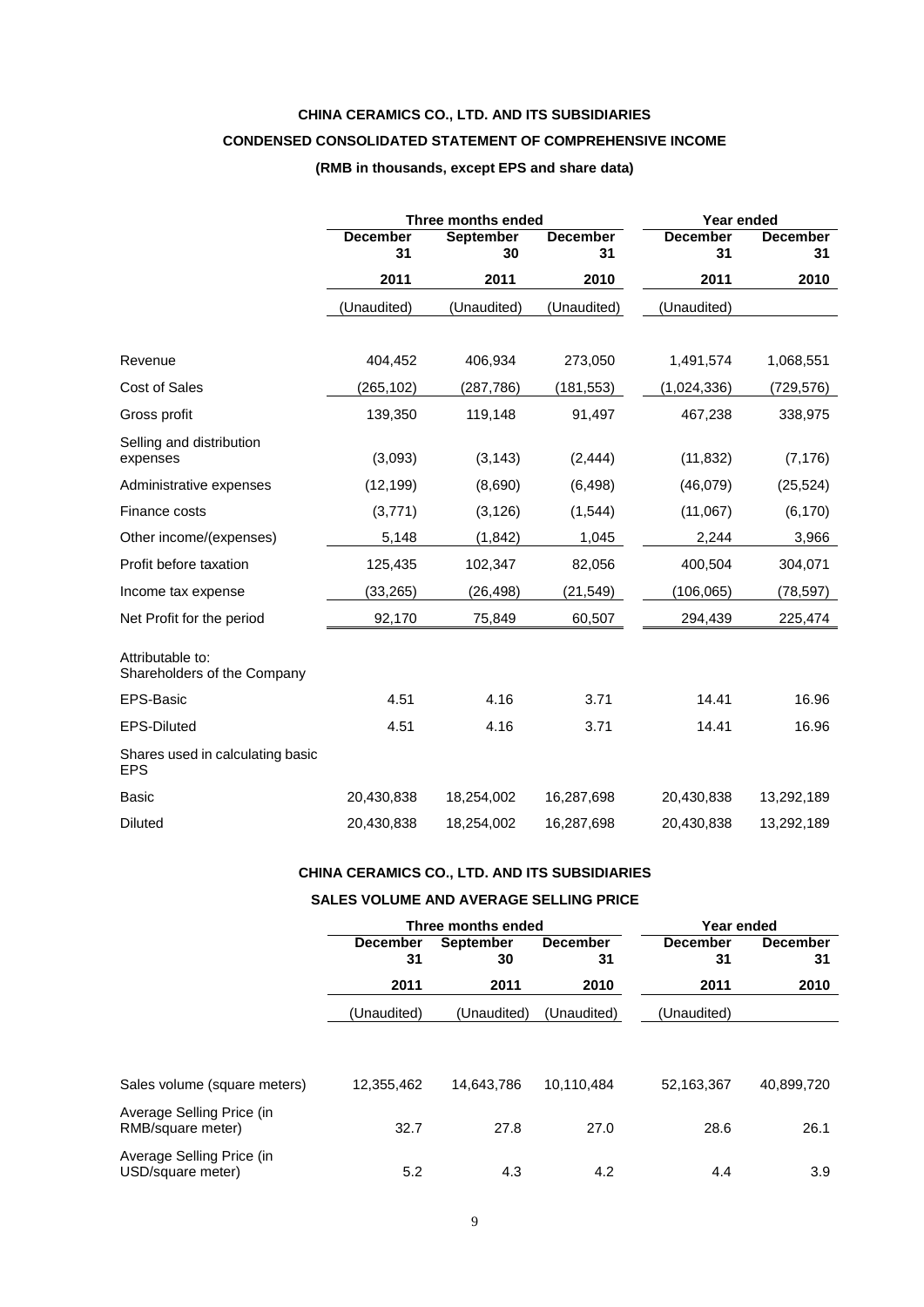**CHINA CERAMICS CO., LTD. AND ITS SUBSIDIARIES**

**CONDENSED CONSOLIDATED STATEMENT OF COMPREHENSIVE INCOME**

**(RMB in thousands, except EPS and share data)**

| | Three months ended | | | Year ended | |
|---|---|---|---|---|---|
| | **December 31** | **September 30** | **December 31** | **December 31** | **December 31** |
| | **2011** | **2011** | **2010** | **2011** | **2010** |
| | (Unaudited) | (Unaudited) | (Unaudited) | (Unaudited) | |
| Revenue | 404,452 | 406,934 | 273,050 | 1,491,574 | 1,068,551 |
| Cost of Sales | (265,102) | (287,786) | (181,553) | (1,024,336) | (729,576) |
| Gross profit | 139,350 | 119,148 | 91,497 | 467,238 | 338,975 |
| Selling and distribution expenses | (3,093) | (3,143) | (2,444) | (11,832) | (7,176) |
| Administrative expenses | (12,199) | (8,690) | (6,498) | (46,079) | (25,524) |
| Finance costs | (3,771) | (3,126) | (1,544) | (11,067) | (6,170) |
| Other income/(expenses) | 5,148 | (1,842) | 1,045 | 2,244 | 3,966 |
| Profit before taxation | 125,435 | 102,347 | 82,056 | 400,504 | 304,071 |
| Income tax expense | (33,265) | (26,498) | (21,549) | (106,065) | (78,597) |
| Net Profit for the period | 92,170 | 75,849 | 60,507 | 294,439 | 225,474 |
| Attributable to: Shareholders of the Company | | | | | |
| EPS-Basic | 4.51 | 4.16 | 3.71 | 14.41 | 16.96 |
| EPS-Diluted | 4.51 | 4.16 | 3.71 | 14.41 | 16.96 |
| Shares used in calculating basic EPS | | | | | |
| Basic | 20,430,838 | 18,254,002 | 16,287,698 | 20,430,838 | 13,292,189 |
| Diluted | 20,430,838 | 18,254,002 | 16,287,698 | 20,430,838 | 13,292,189 |

**CHINA CERAMICS CO., LTD. AND ITS SUBSIDIARIES**

**SALES VOLUME AND AVERAGE SELLING PRICE**

| | Three months ended | | | Year ended | |
|---|---|---|---|---|---|
| | **December 31** | **September 30** | **December 31** | **December 31** | **December 31** |
| | **2011** | **2011** | **2010** | **2011** | **2010** |
| | (Unaudited) | (Unaudited) | (Unaudited) | (Unaudited) | |
| Sales volume (square meters) | 12,355,462 | 14,643,786 | 10,110,484 | 52,163,367 | 40,899,720 |
| Average Selling Price (in RMB/square meter) | 32.7 | 27.8 | 27.0 | 28.6 | 26.1 |
| Average Selling Price (in USD/square meter) | 5.2 | 4.3 | 4.2 | 4.4 | 3.9 |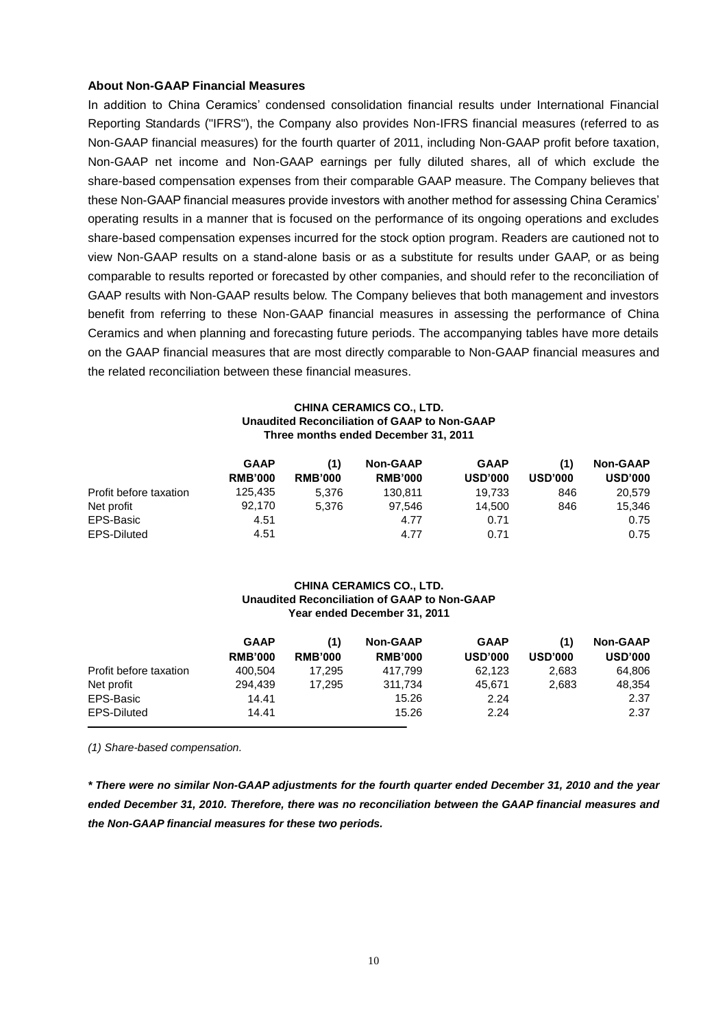### About Non-GAAP Financial Measures

In addition to China Ceramics' condensed consolidation financial results under International Financial Reporting Standards ("IFRS"), the Company also provides Non-IFRS financial measures (referred to as Non-GAAP financial measures) for the fourth quarter of 2011, including Non-GAAP profit before taxation, Non-GAAP net income and Non-GAAP earnings per fully diluted shares, all of which exclude the share-based compensation expenses from their comparable GAAP measure. The Company believes that these Non-GAAP financial measures provide investors with another method for assessing China Ceramics' operating results in a manner that is focused on the performance of its ongoing operations and excludes share-based compensation expenses incurred for the stock option program. Readers are cautioned not to view Non-GAAP results on a stand-alone basis or as a substitute for results under GAAP, or as being comparable to results reported or forecasted by other companies, and should refer to the reconciliation of GAAP results with Non-GAAP results below. The Company believes that both management and investors benefit from referring to these Non-GAAP financial measures in assessing the performance of China Ceramics and when planning and forecasting future periods. The accompanying tables have more details on the GAAP financial measures that are most directly comparable to Non-GAAP financial measures and the related reconciliation between these financial measures.

**CHINA CERAMICS CO., LTD.**
**Unaudited Reconciliation of GAAP to Non-GAAP**
**Three months ended December 31, 2011**

| | GAAP RMB'000 | (1) RMB'000 | Non-GAAP RMB'000 | GAAP USD'000 | (1) USD'000 | Non-GAAP USD'000 |
|---|---|---|---|---|---|---|
| Profit before taxation | 125,435 | 5,376 | 130,811 | 19,733 | 846 | 20,579 |
| Net profit | 92,170 | 5,376 | 97,546 | 14,500 | 846 | 15,346 |
| EPS-Basic | 4.51 | | 4.77 | 0.71 | | 0.75 |
| EPS-Diluted | 4.51 | | 4.77 | 0.71 | | 0.75 |

**CHINA CERAMICS CO., LTD.**
**Unaudited Reconciliation of GAAP to Non-GAAP**
**Year ended December 31, 2011**

| | GAAP RMB'000 | (1) RMB'000 | Non-GAAP RMB'000 | GAAP USD'000 | (1) USD'000 | Non-GAAP USD'000 |
|---|---|---|---|---|---|---|
| Profit before taxation | 400,504 | 17,295 | 417,799 | 62,123 | 2,683 | 64,806 |
| Net profit | 294,439 | 17,295 | 311,734 | 45,671 | 2,683 | 48,354 |
| EPS-Basic | 14.41 | | 15.26 | 2.24 | | 2.37 |
| EPS-Diluted | 14.41 | | 15.26 | 2.24 | | 2.37 |

*(1) Share-based compensation.*

***\* There were no similar Non-GAAP adjustments for the fourth quarter ended December 31, 2010 and the year ended December 31, 2010. Therefore, there was no reconciliation between the GAAP financial measures and the Non-GAAP financial measures for these two periods.***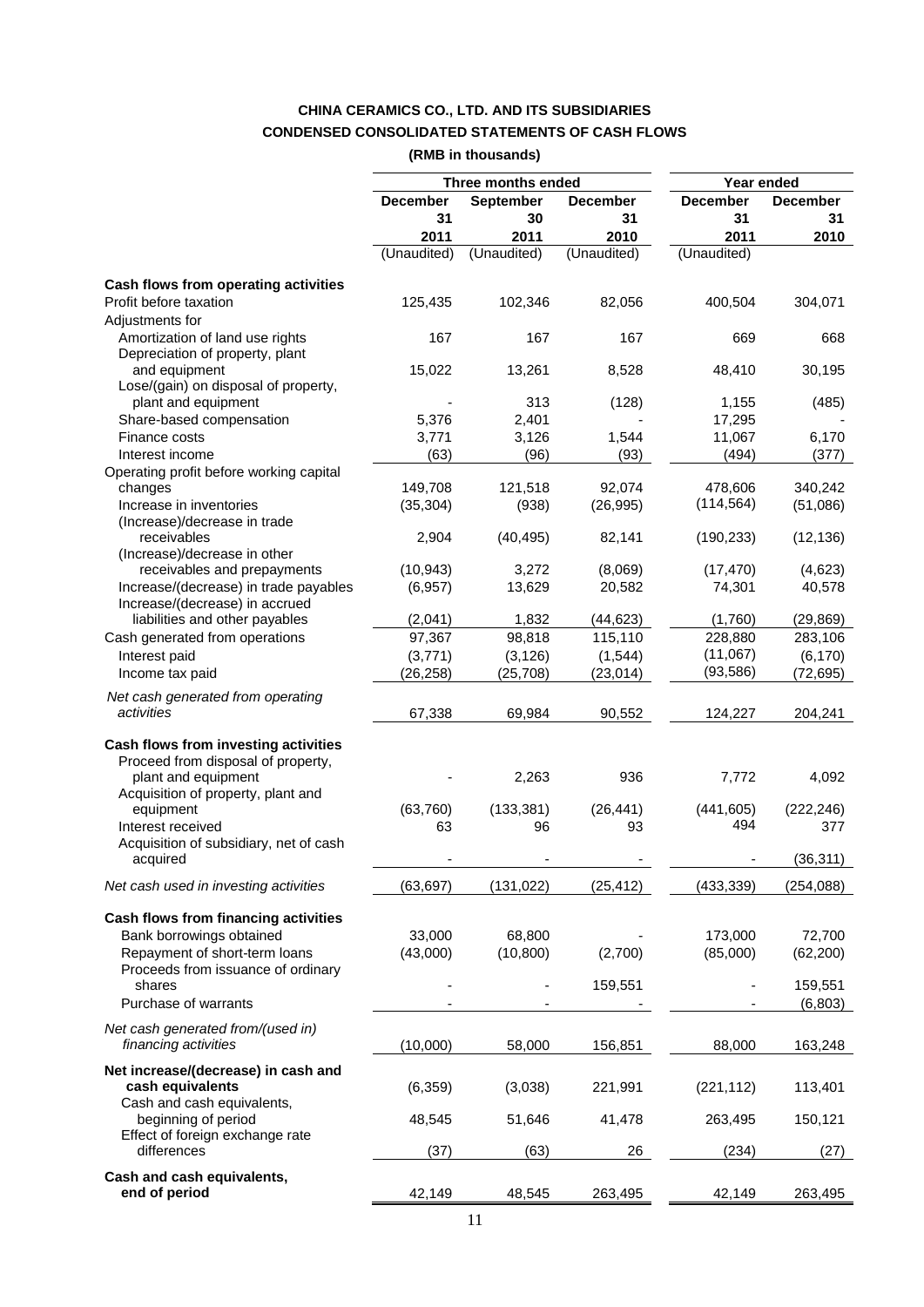# CHINA CERAMICS CO., LTD. AND ITS SUBSIDIARIES

## CONDENSED CONSOLIDATED STATEMENTS OF CASH FLOWS

**(RMB in thousands)**

| | Three months ended | | | Year ended | |
|---|---|---|---|---|---|
| | **December 31 2011** | **September 30 2011** | **December 31 2010** | **December 31 2011** | **December 31 2010** |
| | (Unaudited) | (Unaudited) | (Unaudited) | (Unaudited) | |
| **Cash flows from operating activities** | | | | | |
| Profit before taxation | 125,435 | 102,346 | 82,056 | 400,504 | 304,071 |
| Adjustments for | | | | | |
| Amortization of land use rights | 167 | 167 | 167 | 669 | 668 |
| Depreciation of property, plant and equipment | 15,022 | 13,261 | 8,528 | 48,410 | 30,195 |
| Lose/(gain) on disposal of property, plant and equipment | - | 313 | (128) | 1,155 | (485) |
| Share-based compensation | 5,376 | 2,401 | - | 17,295 | - |
| Finance costs | 3,771 | 3,126 | 1,544 | 11,067 | 6,170 |
| Interest income | (63) | (96) | (93) | (494) | (377) |
| Operating profit before working capital changes | 149,708 | 121,518 | 92,074 | 478,606 | 340,242 |
| Increase in inventories | (35,304) | (938) | (26,995) | (114,564) | (51,086) |
| (Increase)/decrease in trade receivables | 2,904 | (40,495) | 82,141 | (190,233) | (12,136) |
| (Increase)/decrease in other receivables and prepayments | (10,943) | 3,272 | (8,069) | (17,470) | (4,623) |
| Increase/(decrease) in trade payables | (6,957) | 13,629 | 20,582 | 74,301 | 40,578 |
| Increase/(decrease) in accrued liabilities and other payables | (2,041) | 1,832 | (44,623) | (1,760) | (29,869) |
| Cash generated from operations | 97,367 | 98,818 | 115,110 | 228,880 | 283,106 |
| Interest paid | (3,771) | (3,126) | (1,544) | (11,067) | (6,170) |
| Income tax paid | (26,258) | (25,708) | (23,014) | (93,586) | (72,695) |
| *Net cash generated from operating activities* | 67,338 | 69,984 | 90,552 | 124,227 | 204,241 |
| **Cash flows from investing activities** | | | | | |
| Proceed from disposal of property, plant and equipment | - | 2,263 | 936 | 7,772 | 4,092 |
| Acquisition of property, plant and equipment | (63,760) | (133,381) | (26,441) | (441,605) | (222,246) |
| Interest received | 63 | 96 | 93 | 494 | 377 |
| Acquisition of subsidiary, net of cash acquired | - | - | - | - | (36,311) |
| *Net cash used in investing activities* | (63,697) | (131,022) | (25,412) | (433,339) | (254,088) |
| **Cash flows from financing activities** | | | | | |
| Bank borrowings obtained | 33,000 | 68,800 | - | 173,000 | 72,700 |
| Repayment of short-term loans | (43,000) | (10,800) | (2,700) | (85,000) | (62,200) |
| Proceeds from issuance of ordinary shares | - | - | 159,551 | - | 159,551 |
| Purchase of warrants | - | - | - | - | (6,803) |
| *Net cash generated from/(used in) financing activities* | (10,000) | 58,000 | 156,851 | 88,000 | 163,248 |
| **Net increase/(decrease) in cash and cash equivalents** | (6,359) | (3,038) | 221,991 | (221,112) | 113,401 |
| Cash and cash equivalents, beginning of period | 48,545 | 51,646 | 41,478 | 263,495 | 150,121 |
| Effect of foreign exchange rate differences | (37) | (63) | 26 | (234) | (27) |
| **Cash and cash equivalents, end of period** | 42,149 | 48,545 | 263,495 | 42,149 | 263,495 |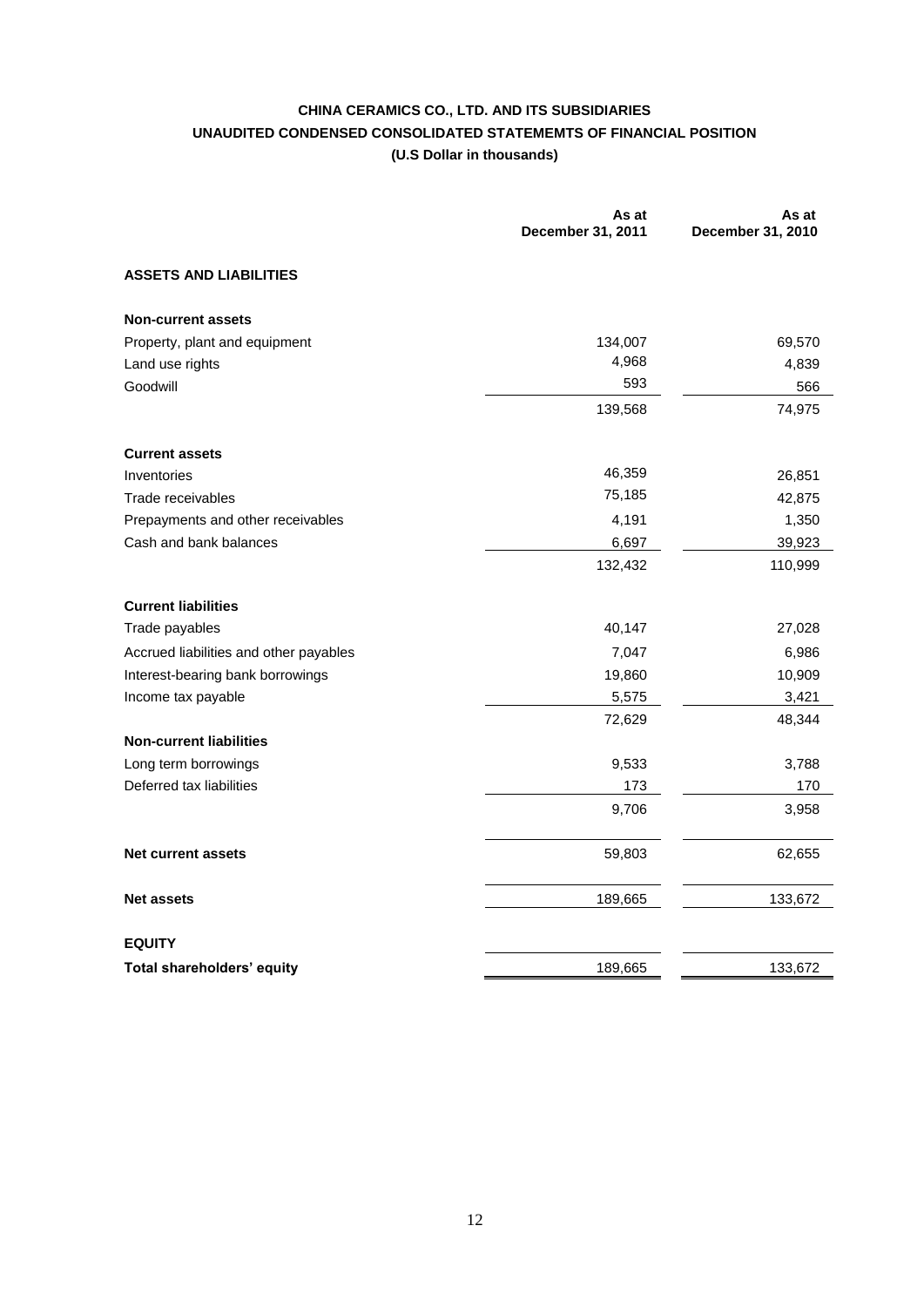# CHINA CERAMICS CO., LTD. AND ITS SUBSIDIARIES

## UNAUDITED CONDENSED CONSOLIDATED STATEMEMTS OF FINANCIAL POSITION

**(U.S Dollar in thousands)**

| | As at December 31, 2011 | As at December 31, 2010 |
|---|---|---|
| **ASSETS AND LIABILITIES** | | |
| **Non-current assets** | | |
| Property, plant and equipment | 134,007 | 69,570 |
| Land use rights | 4,968 | 4,839 |
| Goodwill | 593 | 566 |
| | 139,568 | 74,975 |
| **Current assets** | | |
| Inventories | 46,359 | 26,851 |
| Trade receivables | 75,185 | 42,875 |
| Prepayments and other receivables | 4,191 | 1,350 |
| Cash and bank balances | 6,697 | 39,923 |
| | 132,432 | 110,999 |
| **Current liabilities** | | |
| Trade payables | 40,147 | 27,028 |
| Accrued liabilities and other payables | 7,047 | 6,986 |
| Interest-bearing bank borrowings | 19,860 | 10,909 |
| Income tax payable | 5,575 | 3,421 |
| | 72,629 | 48,344 |
| **Non-current liabilities** | | |
| Long term borrowings | 9,533 | 3,788 |
| Deferred tax liabilities | 173 | 170 |
| | 9,706 | 3,958 |
| **Net current assets** | 59,803 | 62,655 |
| **Net assets** | 189,665 | 133,672 |
| **EQUITY** | | |
| **Total shareholders' equity** | 189,665 | 133,672 |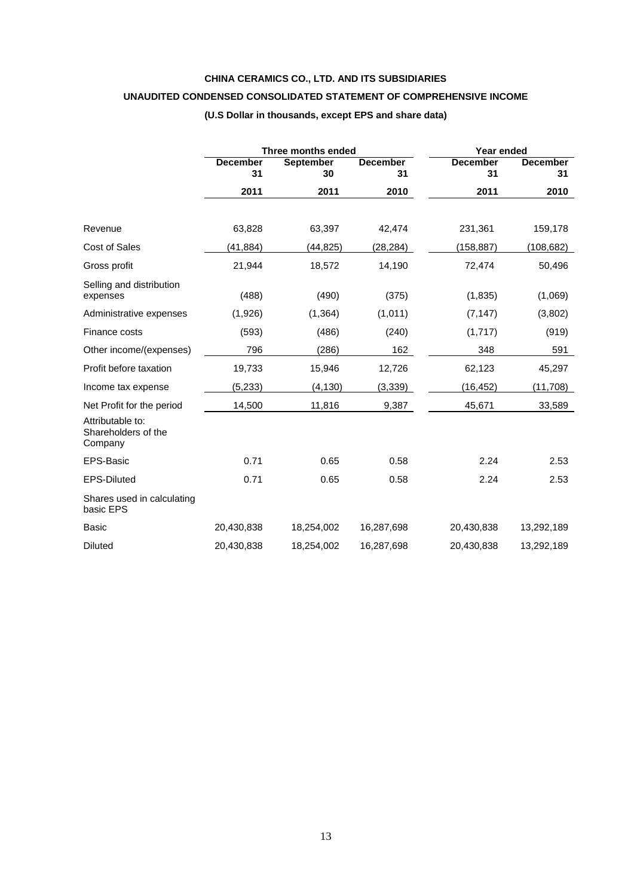**CHINA CERAMICS CO., LTD. AND ITS SUBSIDIARIES**

**UNAUDITED CONDENSED CONSOLIDATED STATEMENT OF COMPREHENSIVE INCOME**

**(U.S Dollar in thousands, except EPS and share data)**

| | Three months ended | | | Year ended | |
|---|---|---|---|---|---|
| | **December 31** | **September 30** | **December 31** | **December 31** | **December 31** |
| | **2011** | **2011** | **2010** | **2011** | **2010** |
| Revenue | 63,828 | 63,397 | 42,474 | 231,361 | 159,178 |
| Cost of Sales | (41,884) | (44,825) | (28,284) | (158,887) | (108,682) |
| Gross profit | 21,944 | 18,572 | 14,190 | 72,474 | 50,496 |
| Selling and distribution expenses | (488) | (490) | (375) | (1,835) | (1,069) |
| Administrative expenses | (1,926) | (1,364) | (1,011) | (7,147) | (3,802) |
| Finance costs | (593) | (486) | (240) | (1,717) | (919) |
| Other income/(expenses) | 796 | (286) | 162 | 348 | 591 |
| Profit before taxation | 19,733 | 15,946 | 12,726 | 62,123 | 45,297 |
| Income tax expense | (5,233) | (4,130) | (3,339) | (16,452) | (11,708) |
| Net Profit for the period | 14,500 | 11,816 | 9,387 | 45,671 | 33,589 |
| Attributable to: Shareholders of the Company | | | | | |
| EPS-Basic | 0.71 | 0.65 | 0.58 | 2.24 | 2.53 |
| EPS-Diluted | 0.71 | 0.65 | 0.58 | 2.24 | 2.53 |
| Shares used in calculating basic EPS | | | | | |
| Basic | 20,430,838 | 18,254,002 | 16,287,698 | 20,430,838 | 13,292,189 |
| Diluted | 20,430,838 | 18,254,002 | 16,287,698 | 20,430,838 | 13,292,189 |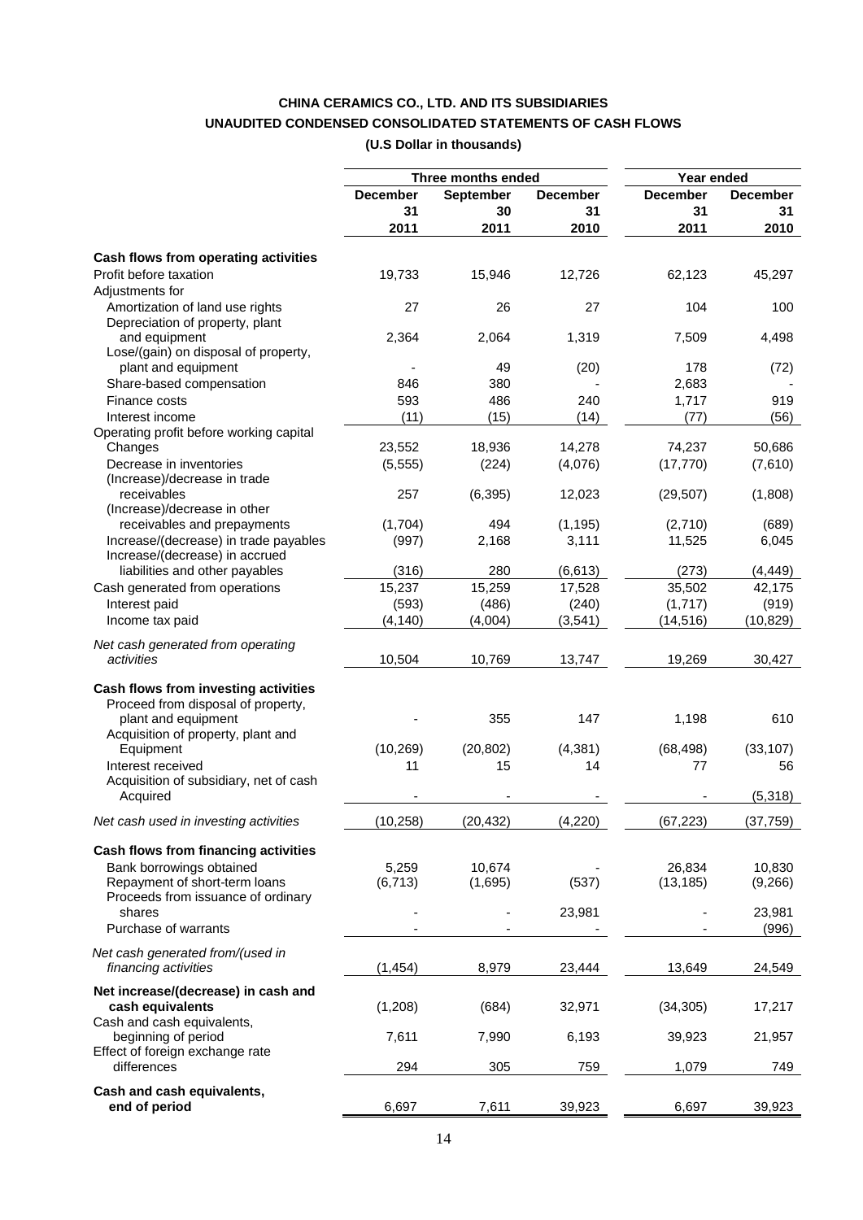**CHINA CERAMICS CO., LTD. AND ITS SUBSIDIARIES**

**UNAUDITED CONDENSED CONSOLIDATED STATEMENTS OF CASH FLOWS**

**(U.S Dollar in thousands)**

| | Three months ended | | | Year ended | |
|---|---|---|---|---|---|
| | **December 31 2011** | **September 30 2011** | **December 31 2010** | **December 31 2011** | **December 31 2010** |
| **Cash flows from operating activities** | | | | | |
| Profit before taxation | 19,733 | 15,946 | 12,726 | 62,123 | 45,297 |
| Adjustments for | | | | | |
| Amortization of land use rights | 27 | 26 | 27 | 104 | 100 |
| Depreciation of property, plant and equipment | 2,364 | 2,064 | 1,319 | 7,509 | 4,498 |
| Lose/(gain) on disposal of property, plant and equipment | - | 49 | (20) | 178 | (72) |
| Share-based compensation | 846 | 380 | - | 2,683 | - |
| Finance costs | 593 | 486 | 240 | 1,717 | 919 |
| Interest income | (11) | (15) | (14) | (77) | (56) |
| Operating profit before working capital Changes | 23,552 | 18,936 | 14,278 | 74,237 | 50,686 |
| Decrease in inventories | (5,555) | (224) | (4,076) | (17,770) | (7,610) |
| (Increase)/decrease in trade receivables | 257 | (6,395) | 12,023 | (29,507) | (1,808) |
| (Increase)/decrease in other receivables and prepayments | (1,704) | 494 | (1,195) | (2,710) | (689) |
| Increase/(decrease) in trade payables | (997) | 2,168 | 3,111 | 11,525 | 6,045 |
| Increase/(decrease) in accrued liabilities and other payables | (316) | 280 | (6,613) | (273) | (4,449) |
| Cash generated from operations | 15,237 | 15,259 | 17,528 | 35,502 | 42,175 |
| Interest paid | (593) | (486) | (240) | (1,717) | (919) |
| Income tax paid | (4,140) | (4,004) | (3,541) | (14,516) | (10,829) |
| *Net cash generated from operating activities* | 10,504 | 10,769 | 13,747 | 19,269 | 30,427 |
| **Cash flows from investing activities** | | | | | |
| Proceed from disposal of property, plant and equipment | - | 355 | 147 | 1,198 | 610 |
| Acquisition of property, plant and Equipment | (10,269) | (20,802) | (4,381) | (68,498) | (33,107) |
| Interest received | 11 | 15 | 14 | 77 | 56 |
| Acquisition of subsidiary, net of cash Acquired | - | - | - | - | (5,318) |
| *Net cash used in investing activities* | (10,258) | (20,432) | (4,220) | (67,223) | (37,759) |
| **Cash flows from financing activities** | | | | | |
| Bank borrowings obtained | 5,259 | 10,674 | - | 26,834 | 10,830 |
| Repayment of short-term loans | (6,713) | (1,695) | (537) | (13,185) | (9,266) |
| Proceeds from issuance of ordinary shares | - | - | 23,981 | - | 23,981 |
| Purchase of warrants | - | - | - | - | (996) |
| *Net cash generated from/(used in financing activities* | (1,454) | 8,979 | 23,444 | 13,649 | 24,549 |
| **Net increase/(decrease) in cash and cash equivalents** | (1,208) | (684) | 32,971 | (34,305) | 17,217 |
| Cash and cash equivalents, beginning of period | 7,611 | 7,990 | 6,193 | 39,923 | 21,957 |
| Effect of foreign exchange rate differences | 294 | 305 | 759 | 1,079 | 749 |
| **Cash and cash equivalents, end of period** | 6,697 | 7,611 | 39,923 | 6,697 | 39,923 |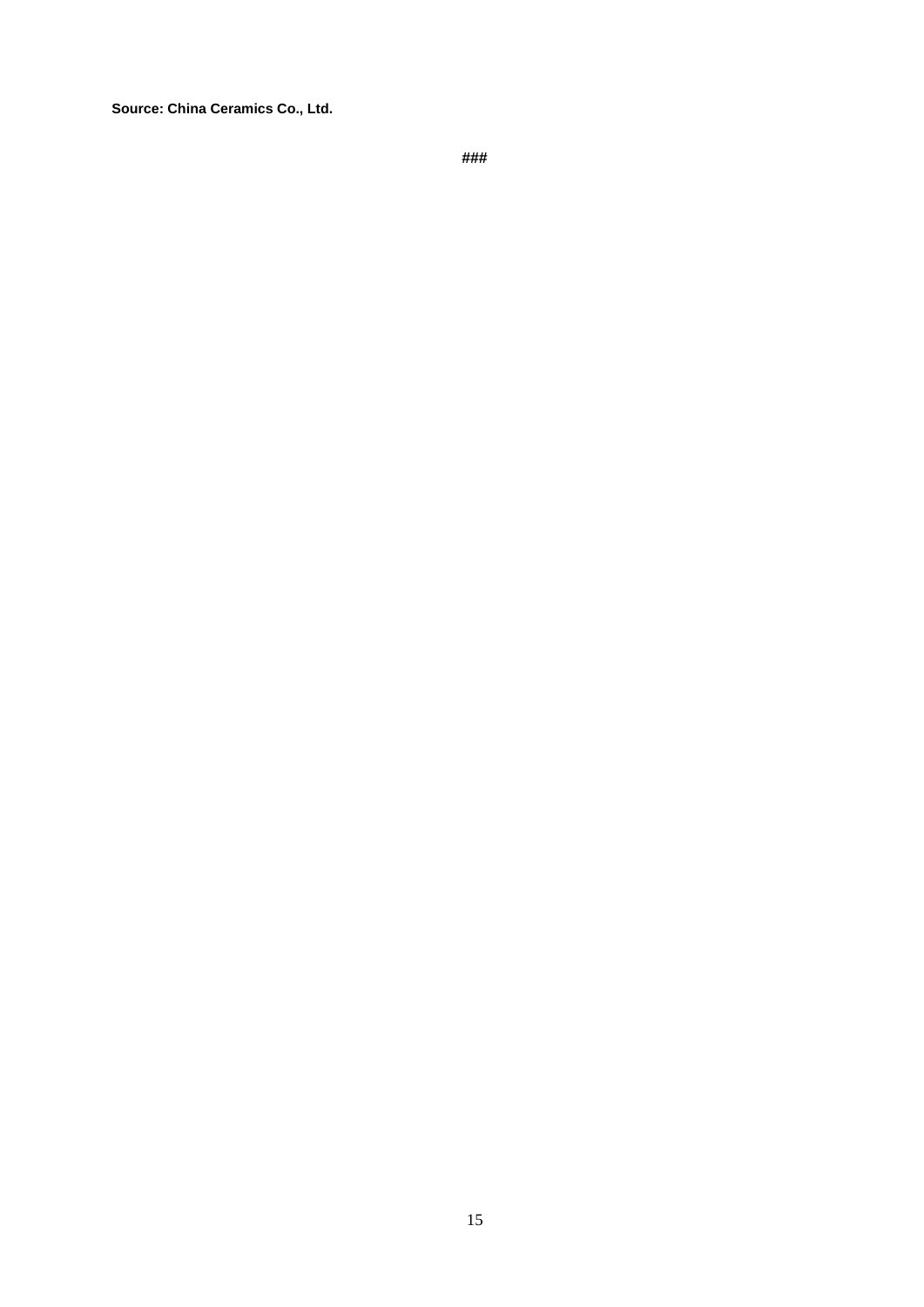**Source: China Ceramics Co., Ltd.**

###